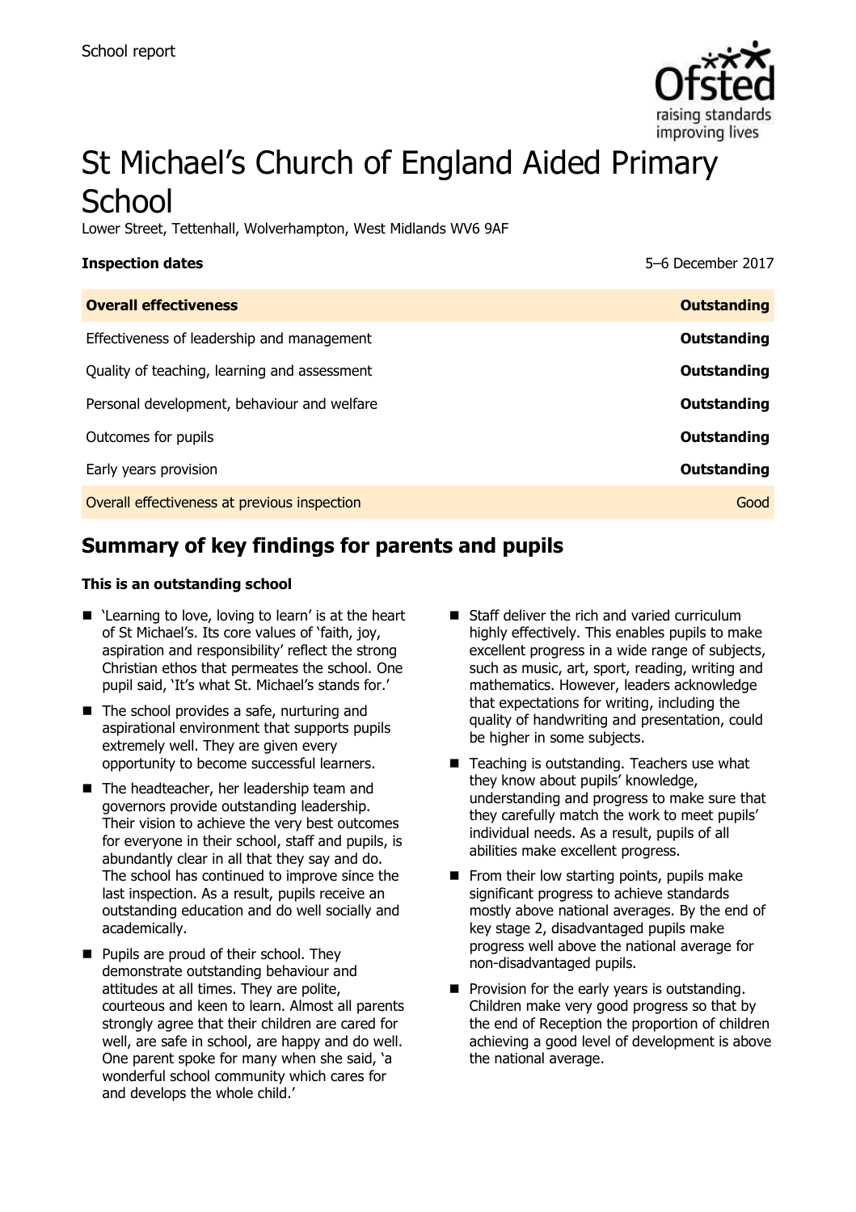School report

# St Michael's Church of England Aided Primary School

Lower Street, Tettenhall, Wolverhampton, West Midlands WV6 9AF

**Inspection dates** 5–6 December 2017

| **Overall effectiveness** | **Outstanding** |
| --- | --- |
| Effectiveness of leadership and management | **Outstanding** |
| Quality of teaching, learning and assessment | **Outstanding** |
| Personal development, behaviour and welfare | **Outstanding** |
| Outcomes for pupils | **Outstanding** |
| Early years provision | **Outstanding** |
| Overall effectiveness at previous inspection | Good |

## Summary of key findings for parents and pupils

**This is an outstanding school**

- 'Learning to love, loving to learn' is at the heart of St Michael's. Its core values of 'faith, joy, aspiration and responsibility' reflect the strong Christian ethos that permeates the school. One pupil said, 'It's what St. Michael's stands for.'
- The school provides a safe, nurturing and aspirational environment that supports pupils extremely well. They are given every opportunity to become successful learners.
- The headteacher, her leadership team and governors provide outstanding leadership. Their vision to achieve the very best outcomes for everyone in their school, staff and pupils, is abundantly clear in all that they say and do. The school has continued to improve since the last inspection. As a result, pupils receive an outstanding education and do well socially and academically.
- Pupils are proud of their school. They demonstrate outstanding behaviour and attitudes at all times. They are polite, courteous and keen to learn. Almost all parents strongly agree that their children are cared for well, are safe in school, are happy and do well. One parent spoke for many when she said, 'a wonderful school community which cares for and develops the whole child.'
- Staff deliver the rich and varied curriculum highly effectively. This enables pupils to make excellent progress in a wide range of subjects, such as music, art, sport, reading, writing and mathematics. However, leaders acknowledge that expectations for writing, including the quality of handwriting and presentation, could be higher in some subjects.
- Teaching is outstanding. Teachers use what they know about pupils' knowledge, understanding and progress to make sure that they carefully match the work to meet pupils' individual needs. As a result, pupils of all abilities make excellent progress.
- From their low starting points, pupils make significant progress to achieve standards mostly above national averages. By the end of key stage 2, disadvantaged pupils make progress well above the national average for non-disadvantaged pupils.
- Provision for the early years is outstanding. Children make very good progress so that by the end of Reception the proportion of children achieving a good level of development is above the national average.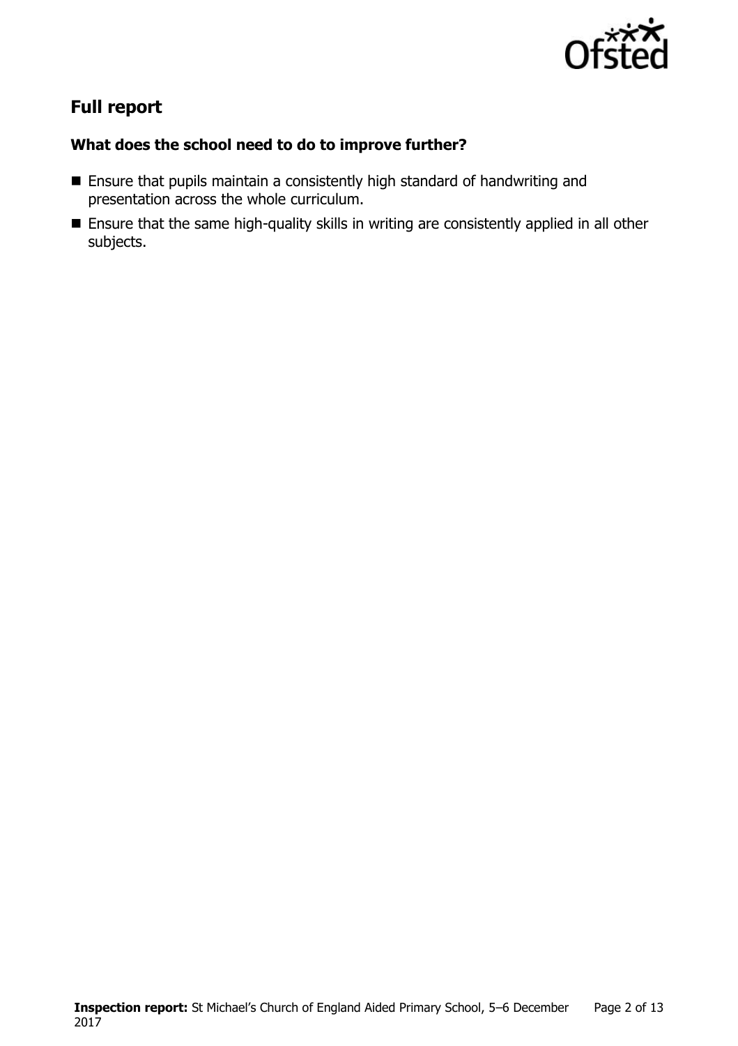## Full report

### What does the school need to do to improve further?

- Ensure that pupils maintain a consistently high standard of handwriting and presentation across the whole curriculum.
- Ensure that the same high-quality skills in writing are consistently applied in all other subjects.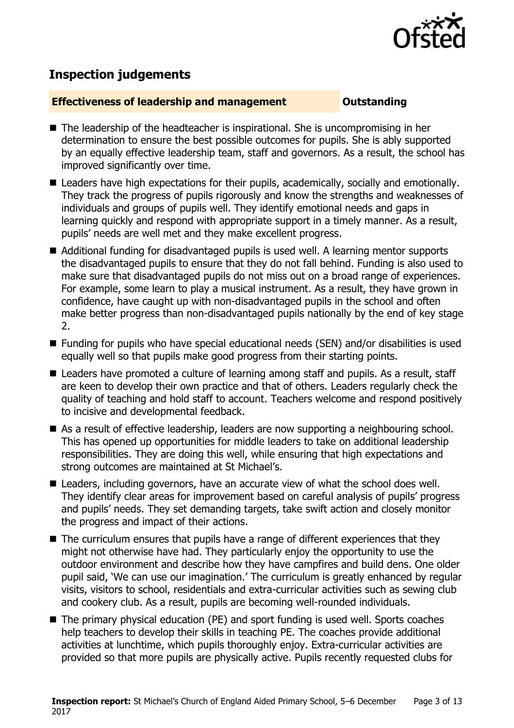## Inspection judgements

### Effectiveness of leadership and management — Outstanding

- The leadership of the headteacher is inspirational. She is uncompromising in her determination to ensure the best possible outcomes for pupils. She is ably supported by an equally effective leadership team, staff and governors. As a result, the school has improved significantly over time.
- Leaders have high expectations for their pupils, academically, socially and emotionally. They track the progress of pupils rigorously and know the strengths and weaknesses of individuals and groups of pupils well. They identify emotional needs and gaps in learning quickly and respond with appropriate support in a timely manner. As a result, pupils' needs are well met and they make excellent progress.
- Additional funding for disadvantaged pupils is used well. A learning mentor supports the disadvantaged pupils to ensure that they do not fall behind. Funding is also used to make sure that disadvantaged pupils do not miss out on a broad range of experiences. For example, some learn to play a musical instrument. As a result, they have grown in confidence, have caught up with non-disadvantaged pupils in the school and often make better progress than non-disadvantaged pupils nationally by the end of key stage 2.
- Funding for pupils who have special educational needs (SEN) and/or disabilities is used equally well so that pupils make good progress from their starting points.
- Leaders have promoted a culture of learning among staff and pupils. As a result, staff are keen to develop their own practice and that of others. Leaders regularly check the quality of teaching and hold staff to account. Teachers welcome and respond positively to incisive and developmental feedback.
- As a result of effective leadership, leaders are now supporting a neighbouring school. This has opened up opportunities for middle leaders to take on additional leadership responsibilities. They are doing this well, while ensuring that high expectations and strong outcomes are maintained at St Michael's.
- Leaders, including governors, have an accurate view of what the school does well. They identify clear areas for improvement based on careful analysis of pupils' progress and pupils' needs. They set demanding targets, take swift action and closely monitor the progress and impact of their actions.
- The curriculum ensures that pupils have a range of different experiences that they might not otherwise have had. They particularly enjoy the opportunity to use the outdoor environment and describe how they have campfires and build dens. One older pupil said, 'We can use our imagination.' The curriculum is greatly enhanced by regular visits, visitors to school, residentials and extra-curricular activities such as sewing club and cookery club. As a result, pupils are becoming well-rounded individuals.
- The primary physical education (PE) and sport funding is used well. Sports coaches help teachers to develop their skills in teaching PE. The coaches provide additional activities at lunchtime, which pupils thoroughly enjoy. Extra-curricular activities are provided so that more pupils are physically active. Pupils recently requested clubs for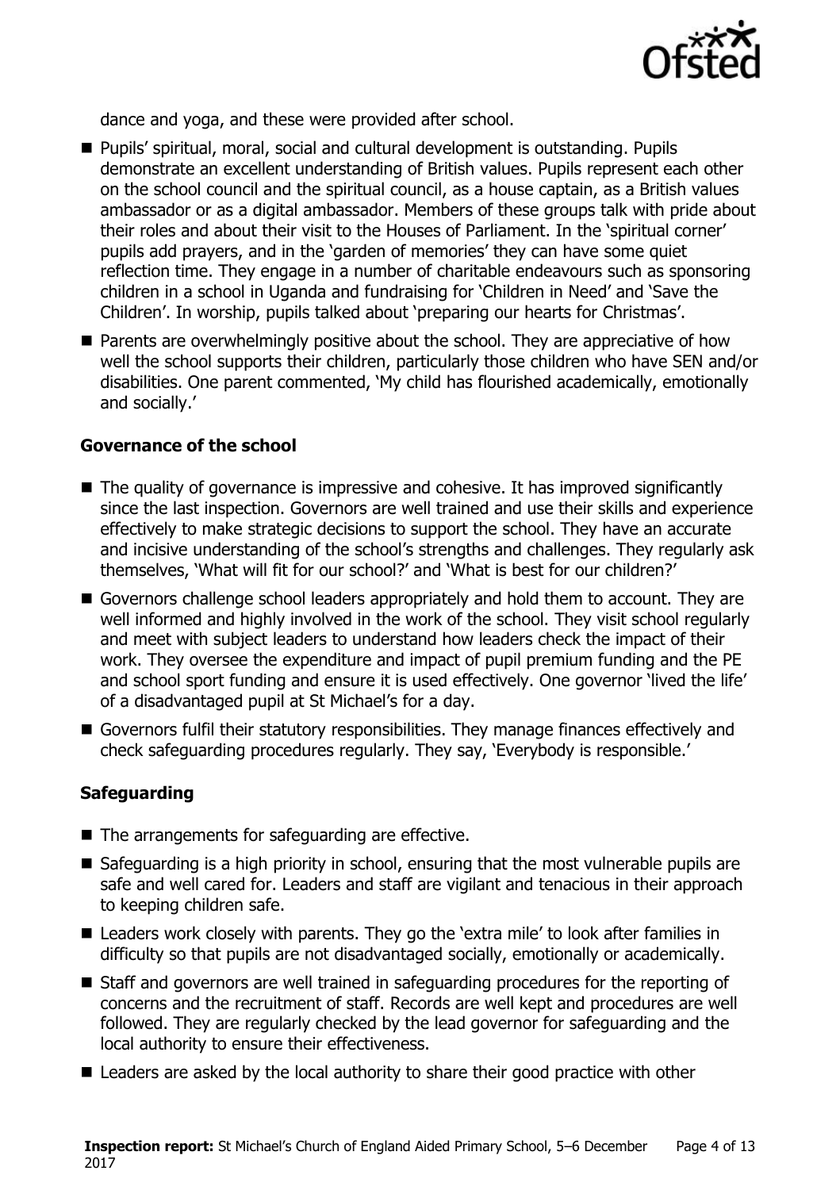dance and yoga, and these were provided after school.

- Pupils' spiritual, moral, social and cultural development is outstanding. Pupils demonstrate an excellent understanding of British values. Pupils represent each other on the school council and the spiritual council, as a house captain, as a British values ambassador or as a digital ambassador. Members of these groups talk with pride about their roles and about their visit to the Houses of Parliament. In the 'spiritual corner' pupils add prayers, and in the 'garden of memories' they can have some quiet reflection time. They engage in a number of charitable endeavours such as sponsoring children in a school in Uganda and fundraising for 'Children in Need' and 'Save the Children'. In worship, pupils talked about 'preparing our hearts for Christmas'.
- Parents are overwhelmingly positive about the school. They are appreciative of how well the school supports their children, particularly those children who have SEN and/or disabilities. One parent commented, 'My child has flourished academically, emotionally and socially.'

### Governance of the school

- The quality of governance is impressive and cohesive. It has improved significantly since the last inspection. Governors are well trained and use their skills and experience effectively to make strategic decisions to support the school. They have an accurate and incisive understanding of the school's strengths and challenges. They regularly ask themselves, 'What will fit for our school?' and 'What is best for our children?'
- Governors challenge school leaders appropriately and hold them to account. They are well informed and highly involved in the work of the school. They visit school regularly and meet with subject leaders to understand how leaders check the impact of their work. They oversee the expenditure and impact of pupil premium funding and the PE and school sport funding and ensure it is used effectively. One governor 'lived the life' of a disadvantaged pupil at St Michael's for a day.
- Governors fulfil their statutory responsibilities. They manage finances effectively and check safeguarding procedures regularly. They say, 'Everybody is responsible.'

### Safeguarding

- The arrangements for safeguarding are effective.
- Safeguarding is a high priority in school, ensuring that the most vulnerable pupils are safe and well cared for. Leaders and staff are vigilant and tenacious in their approach to keeping children safe.
- Leaders work closely with parents. They go the 'extra mile' to look after families in difficulty so that pupils are not disadvantaged socially, emotionally or academically.
- Staff and governors are well trained in safeguarding procedures for the reporting of concerns and the recruitment of staff. Records are well kept and procedures are well followed. They are regularly checked by the lead governor for safeguarding and the local authority to ensure their effectiveness.
- Leaders are asked by the local authority to share their good practice with other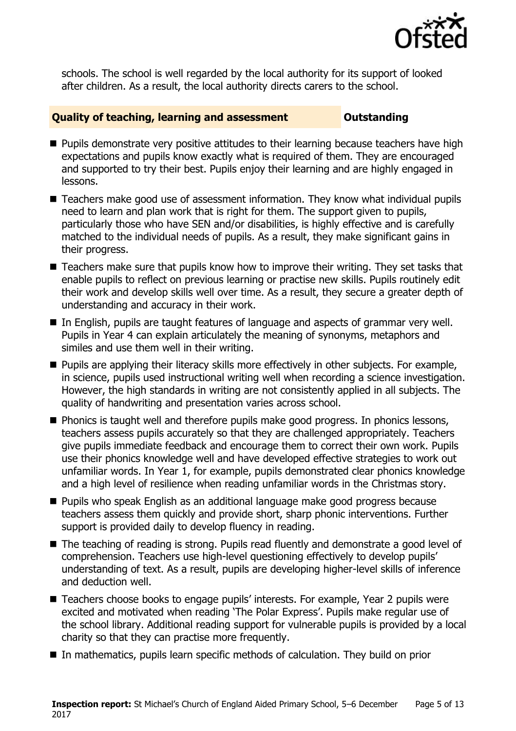schools. The school is well regarded by the local authority for its support of looked after children. As a result, the local authority directs carers to the school.

### Quality of teaching, learning and assessment — Outstanding

- Pupils demonstrate very positive attitudes to their learning because teachers have high expectations and pupils know exactly what is required of them. They are encouraged and supported to try their best. Pupils enjoy their learning and are highly engaged in lessons.
- Teachers make good use of assessment information. They know what individual pupils need to learn and plan work that is right for them. The support given to pupils, particularly those who have SEN and/or disabilities, is highly effective and is carefully matched to the individual needs of pupils. As a result, they make significant gains in their progress.
- Teachers make sure that pupils know how to improve their writing. They set tasks that enable pupils to reflect on previous learning or practise new skills. Pupils routinely edit their work and develop skills well over time. As a result, they secure a greater depth of understanding and accuracy in their work.
- In English, pupils are taught features of language and aspects of grammar very well. Pupils in Year 4 can explain articulately the meaning of synonyms, metaphors and similes and use them well in their writing.
- Pupils are applying their literacy skills more effectively in other subjects. For example, in science, pupils used instructional writing well when recording a science investigation. However, the high standards in writing are not consistently applied in all subjects. The quality of handwriting and presentation varies across school.
- Phonics is taught well and therefore pupils make good progress. In phonics lessons, teachers assess pupils accurately so that they are challenged appropriately. Teachers give pupils immediate feedback and encourage them to correct their own work. Pupils use their phonics knowledge well and have developed effective strategies to work out unfamiliar words. In Year 1, for example, pupils demonstrated clear phonics knowledge and a high level of resilience when reading unfamiliar words in the Christmas story.
- Pupils who speak English as an additional language make good progress because teachers assess them quickly and provide short, sharp phonic interventions. Further support is provided daily to develop fluency in reading.
- The teaching of reading is strong. Pupils read fluently and demonstrate a good level of comprehension. Teachers use high-level questioning effectively to develop pupils' understanding of text. As a result, pupils are developing higher-level skills of inference and deduction well.
- Teachers choose books to engage pupils' interests. For example, Year 2 pupils were excited and motivated when reading 'The Polar Express'. Pupils make regular use of the school library. Additional reading support for vulnerable pupils is provided by a local charity so that they can practise more frequently.
- In mathematics, pupils learn specific methods of calculation. They build on prior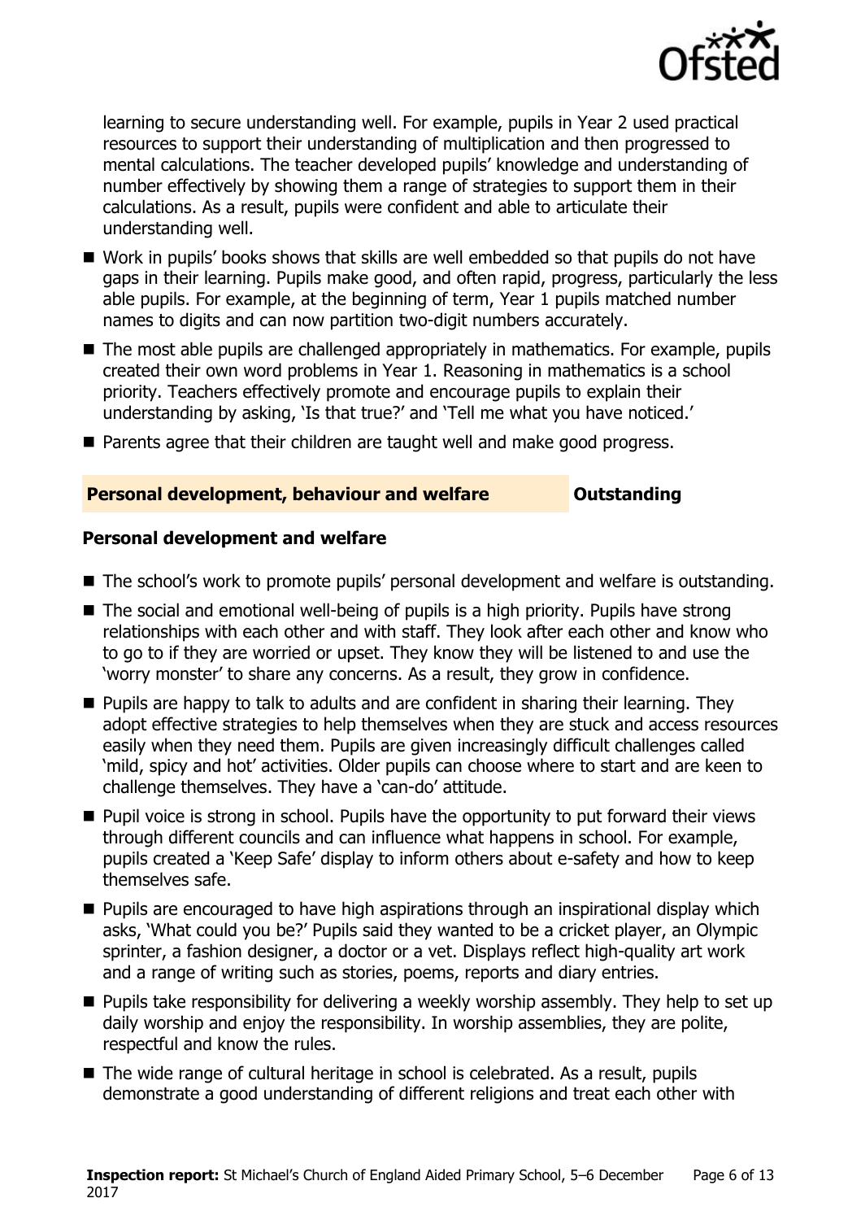learning to secure understanding well. For example, pupils in Year 2 used practical resources to support their understanding of multiplication and then progressed to mental calculations. The teacher developed pupils' knowledge and understanding of number effectively by showing them a range of strategies to support them in their calculations. As a result, pupils were confident and able to articulate their understanding well.

- Work in pupils' books shows that skills are well embedded so that pupils do not have gaps in their learning. Pupils make good, and often rapid, progress, particularly the less able pupils. For example, at the beginning of term, Year 1 pupils matched number names to digits and can now partition two-digit numbers accurately.
- The most able pupils are challenged appropriately in mathematics. For example, pupils created their own word problems in Year 1. Reasoning in mathematics is a school priority. Teachers effectively promote and encourage pupils to explain their understanding by asking, 'Is that true?' and 'Tell me what you have noticed.'
- Parents agree that their children are taught well and make good progress.

## Personal development, behaviour and welfare — Outstanding

### Personal development and welfare

- The school's work to promote pupils' personal development and welfare is outstanding.
- The social and emotional well-being of pupils is a high priority. Pupils have strong relationships with each other and with staff. They look after each other and know who to go to if they are worried or upset. They know they will be listened to and use the 'worry monster' to share any concerns. As a result, they grow in confidence.
- Pupils are happy to talk to adults and are confident in sharing their learning. They adopt effective strategies to help themselves when they are stuck and access resources easily when they need them. Pupils are given increasingly difficult challenges called 'mild, spicy and hot' activities. Older pupils can choose where to start and are keen to challenge themselves. They have a 'can-do' attitude.
- Pupil voice is strong in school. Pupils have the opportunity to put forward their views through different councils and can influence what happens in school. For example, pupils created a 'Keep Safe' display to inform others about e-safety and how to keep themselves safe.
- Pupils are encouraged to have high aspirations through an inspirational display which asks, 'What could you be?' Pupils said they wanted to be a cricket player, an Olympic sprinter, a fashion designer, a doctor or a vet. Displays reflect high-quality art work and a range of writing such as stories, poems, reports and diary entries.
- Pupils take responsibility for delivering a weekly worship assembly. They help to set up daily worship and enjoy the responsibility. In worship assemblies, they are polite, respectful and know the rules.
- The wide range of cultural heritage in school is celebrated. As a result, pupils demonstrate a good understanding of different religions and treat each other with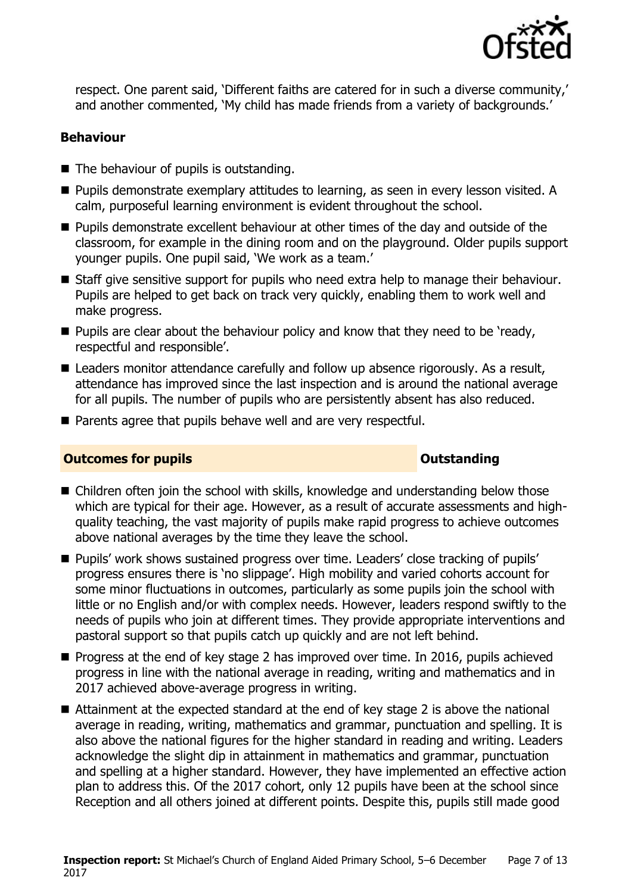respect. One parent said, 'Different faiths are catered for in such a diverse community,' and another commented, 'My child has made friends from a variety of backgrounds.'

### Behaviour

- The behaviour of pupils is outstanding.
- Pupils demonstrate exemplary attitudes to learning, as seen in every lesson visited. A calm, purposeful learning environment is evident throughout the school.
- Pupils demonstrate excellent behaviour at other times of the day and outside of the classroom, for example in the dining room and on the playground. Older pupils support younger pupils. One pupil said, 'We work as a team.'
- Staff give sensitive support for pupils who need extra help to manage their behaviour. Pupils are helped to get back on track very quickly, enabling them to work well and make progress.
- Pupils are clear about the behaviour policy and know that they need to be 'ready, respectful and responsible'.
- Leaders monitor attendance carefully and follow up absence rigorously. As a result, attendance has improved since the last inspection and is around the national average for all pupils. The number of pupils who are persistently absent has also reduced.
- Parents agree that pupils behave well and are very respectful.

## Outcomes for pupils — Outstanding

- Children often join the school with skills, knowledge and understanding below those which are typical for their age. However, as a result of accurate assessments and high-quality teaching, the vast majority of pupils make rapid progress to achieve outcomes above national averages by the time they leave the school.
- Pupils' work shows sustained progress over time. Leaders' close tracking of pupils' progress ensures there is 'no slippage'. High mobility and varied cohorts account for some minor fluctuations in outcomes, particularly as some pupils join the school with little or no English and/or with complex needs. However, leaders respond swiftly to the needs of pupils who join at different times. They provide appropriate interventions and pastoral support so that pupils catch up quickly and are not left behind.
- Progress at the end of key stage 2 has improved over time. In 2016, pupils achieved progress in line with the national average in reading, writing and mathematics and in 2017 achieved above-average progress in writing.
- Attainment at the expected standard at the end of key stage 2 is above the national average in reading, writing, mathematics and grammar, punctuation and spelling. It is also above the national figures for the higher standard in reading and writing. Leaders acknowledge the slight dip in attainment in mathematics and grammar, punctuation and spelling at a higher standard. However, they have implemented an effective action plan to address this. Of the 2017 cohort, only 12 pupils have been at the school since Reception and all others joined at different points. Despite this, pupils still made good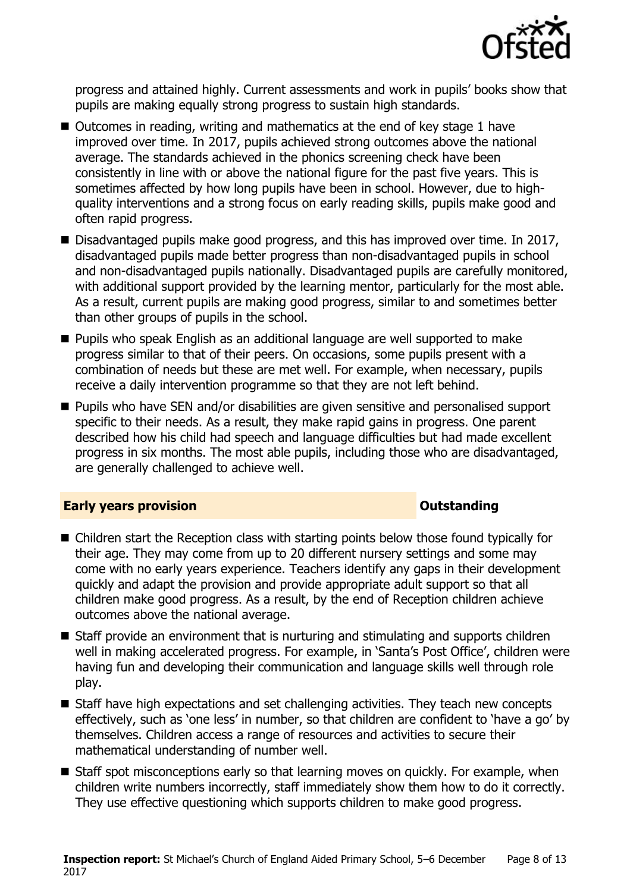progress and attained highly. Current assessments and work in pupils' books show that pupils are making equally strong progress to sustain high standards.

- Outcomes in reading, writing and mathematics at the end of key stage 1 have improved over time. In 2017, pupils achieved strong outcomes above the national average. The standards achieved in the phonics screening check have been consistently in line with or above the national figure for the past five years. This is sometimes affected by how long pupils have been in school. However, due to high-quality interventions and a strong focus on early reading skills, pupils make good and often rapid progress.
- Disadvantaged pupils make good progress, and this has improved over time. In 2017, disadvantaged pupils made better progress than non-disadvantaged pupils in school and non-disadvantaged pupils nationally. Disadvantaged pupils are carefully monitored, with additional support provided by the learning mentor, particularly for the most able. As a result, current pupils are making good progress, similar to and sometimes better than other groups of pupils in the school.
- Pupils who speak English as an additional language are well supported to make progress similar to that of their peers. On occasions, some pupils present with a combination of needs but these are met well. For example, when necessary, pupils receive a daily intervention programme so that they are not left behind.
- Pupils who have SEN and/or disabilities are given sensitive and personalised support specific to their needs. As a result, they make rapid gains in progress. One parent described how his child had speech and language difficulties but had made excellent progress in six months. The most able pupils, including those who are disadvantaged, are generally challenged to achieve well.

## Early years provision — Outstanding

- Children start the Reception class with starting points below those found typically for their age. They may come from up to 20 different nursery settings and some may come with no early years experience. Teachers identify any gaps in their development quickly and adapt the provision and provide appropriate adult support so that all children make good progress. As a result, by the end of Reception children achieve outcomes above the national average.
- Staff provide an environment that is nurturing and stimulating and supports children well in making accelerated progress. For example, in 'Santa's Post Office', children were having fun and developing their communication and language skills well through role play.
- Staff have high expectations and set challenging activities. They teach new concepts effectively, such as 'one less' in number, so that children are confident to 'have a go' by themselves. Children access a range of resources and activities to secure their mathematical understanding of number well.
- Staff spot misconceptions early so that learning moves on quickly. For example, when children write numbers incorrectly, staff immediately show them how to do it correctly. They use effective questioning which supports children to make good progress.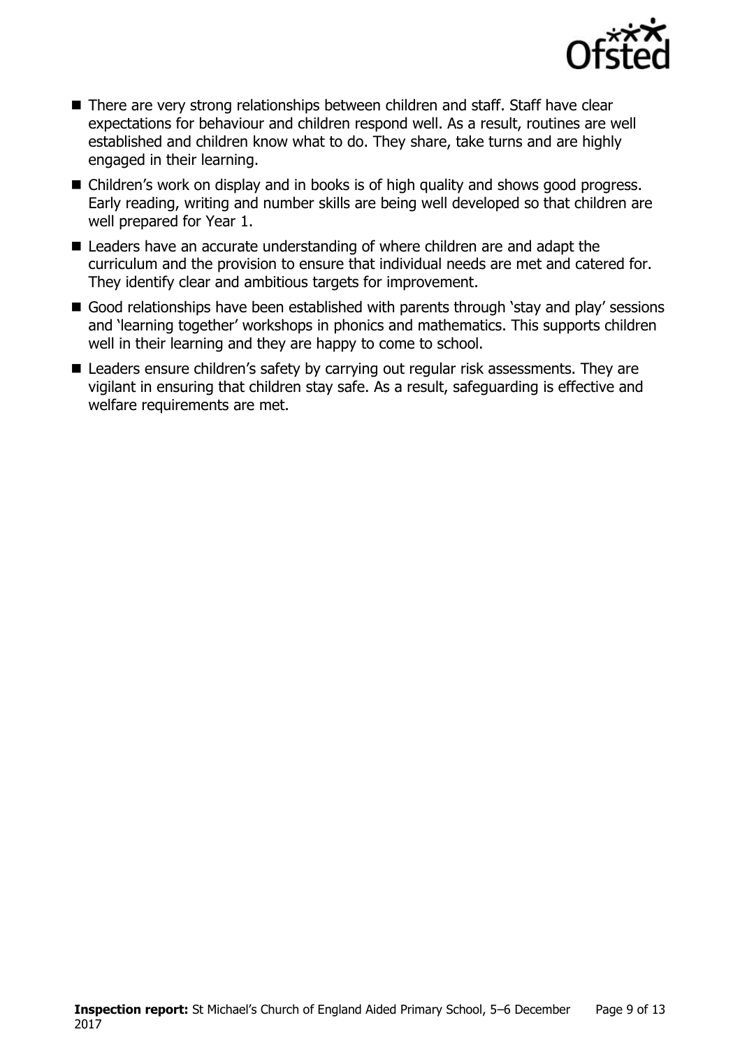- There are very strong relationships between children and staff. Staff have clear expectations for behaviour and children respond well. As a result, routines are well established and children know what to do. They share, take turns and are highly engaged in their learning.
- Children's work on display and in books is of high quality and shows good progress. Early reading, writing and number skills are being well developed so that children are well prepared for Year 1.
- Leaders have an accurate understanding of where children are and adapt the curriculum and the provision to ensure that individual needs are met and catered for. They identify clear and ambitious targets for improvement.
- Good relationships have been established with parents through 'stay and play' sessions and 'learning together' workshops in phonics and mathematics. This supports children well in their learning and they are happy to come to school.
- Leaders ensure children's safety by carrying out regular risk assessments. They are vigilant in ensuring that children stay safe. As a result, safeguarding is effective and welfare requirements are met.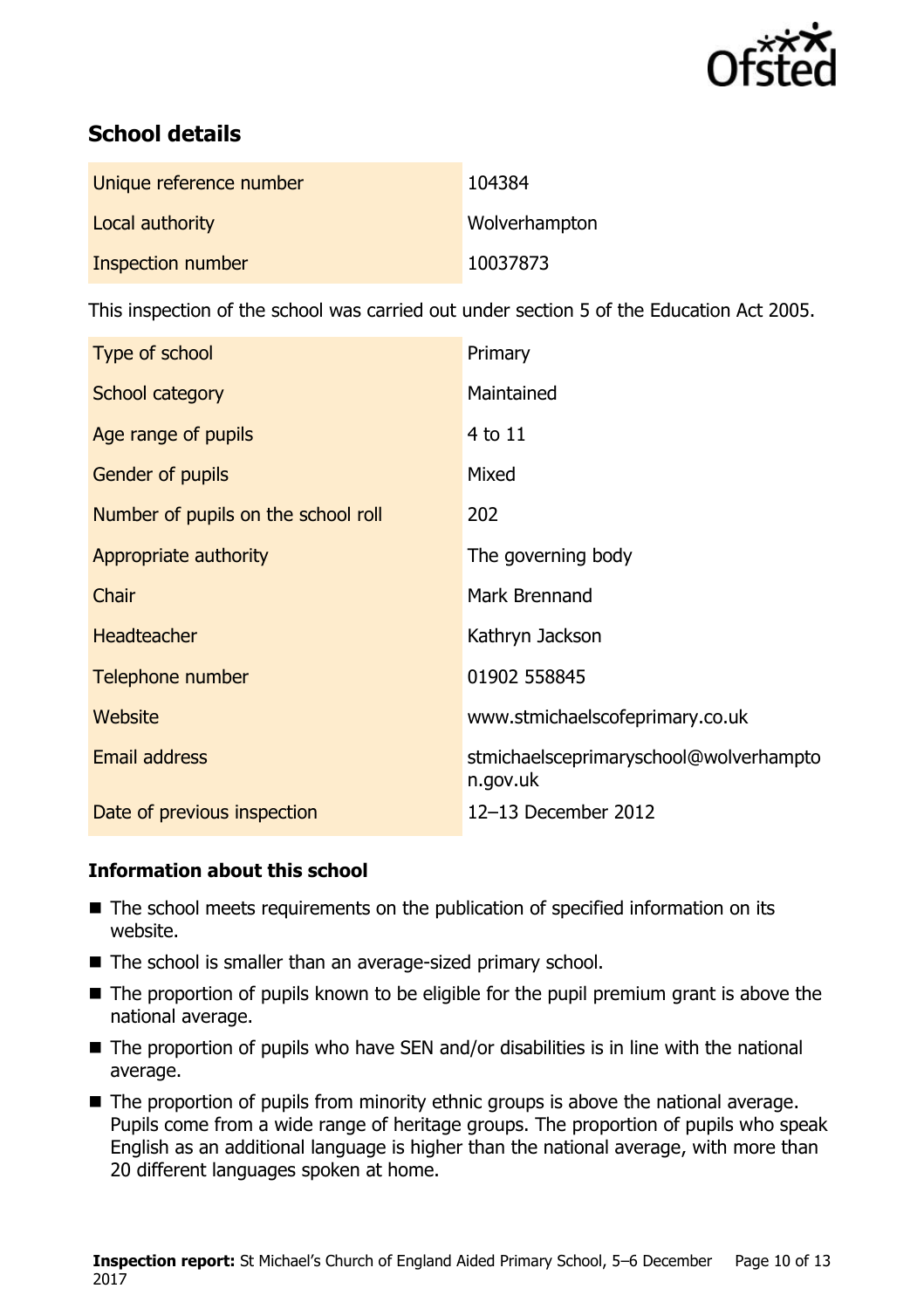## School details

| | |
|---|---|
| Unique reference number | 104384 |
| Local authority | Wolverhampton |
| Inspection number | 10037873 |

This inspection of the school was carried out under section 5 of the Education Act 2005.

| | |
|---|---|
| Type of school | Primary |
| School category | Maintained |
| Age range of pupils | 4 to 11 |
| Gender of pupils | Mixed |
| Number of pupils on the school roll | 202 |
| Appropriate authority | The governing body |
| Chair | Mark Brennand |
| Headteacher | Kathryn Jackson |
| Telephone number | 01902 558845 |
| Website | www.stmichaelscofeprimary.co.uk |
| Email address | stmichaelsceprimaryschool@wolverhampton.gov.uk |
| Date of previous inspection | 12–13 December 2012 |

### Information about this school

- The school meets requirements on the publication of specified information on its website.
- The school is smaller than an average-sized primary school.
- The proportion of pupils known to be eligible for the pupil premium grant is above the national average.
- The proportion of pupils who have SEN and/or disabilities is in line with the national average.
- The proportion of pupils from minority ethnic groups is above the national average. Pupils come from a wide range of heritage groups. The proportion of pupils who speak English as an additional language is higher than the national average, with more than 20 different languages spoken at home.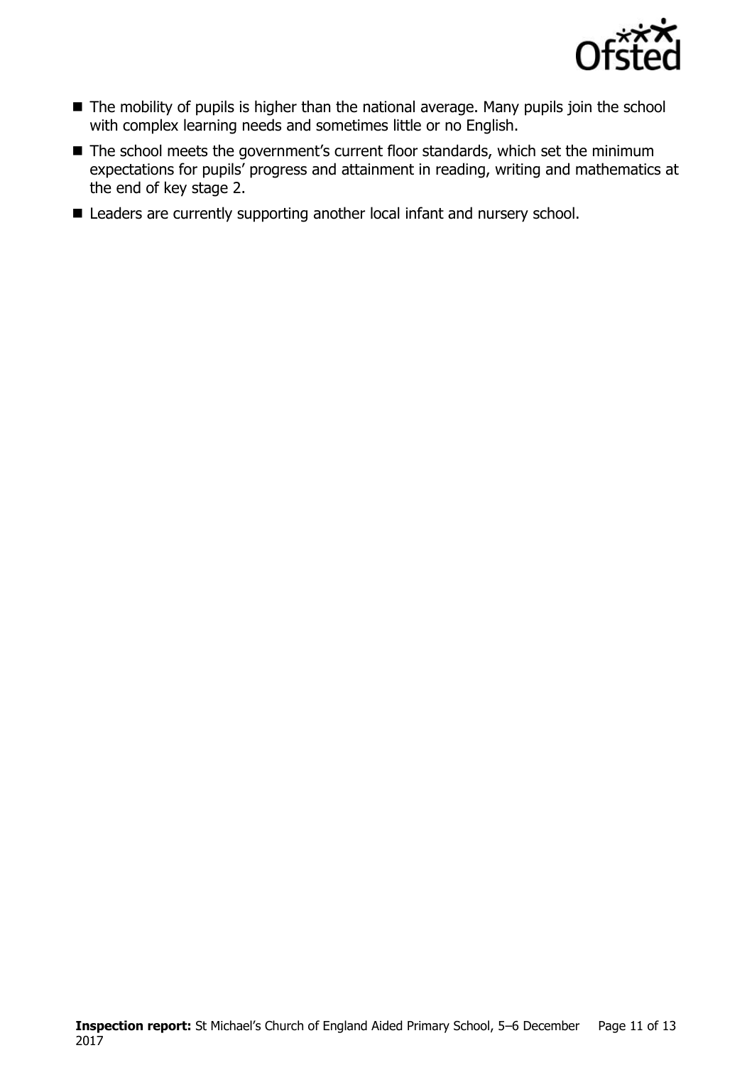- The mobility of pupils is higher than the national average. Many pupils join the school with complex learning needs and sometimes little or no English.
- The school meets the government's current floor standards, which set the minimum expectations for pupils' progress and attainment in reading, writing and mathematics at the end of key stage 2.
- Leaders are currently supporting another local infant and nursery school.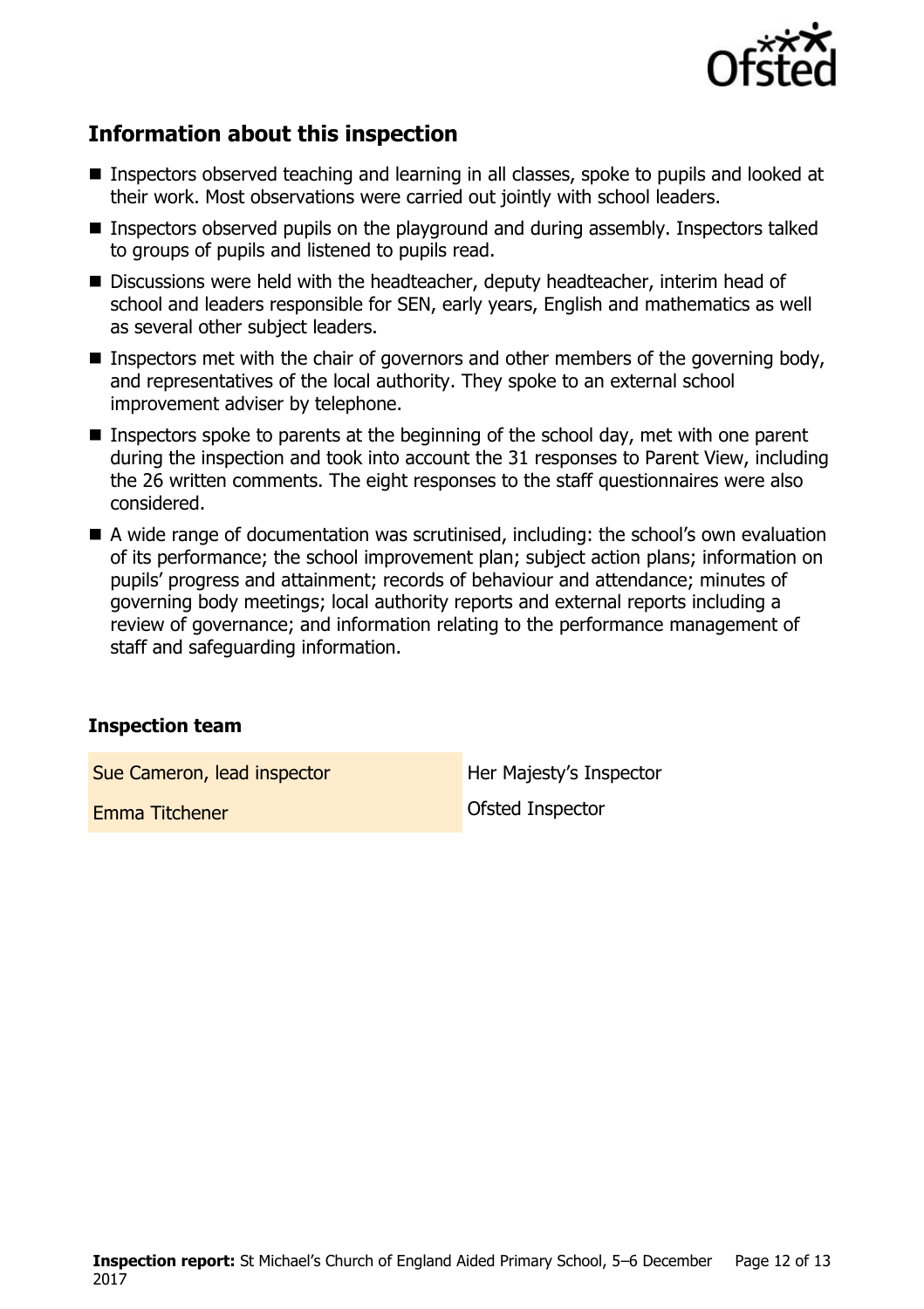## Information about this inspection

- Inspectors observed teaching and learning in all classes, spoke to pupils and looked at their work. Most observations were carried out jointly with school leaders.
- Inspectors observed pupils on the playground and during assembly. Inspectors talked to groups of pupils and listened to pupils read.
- Discussions were held with the headteacher, deputy headteacher, interim head of school and leaders responsible for SEN, early years, English and mathematics as well as several other subject leaders.
- Inspectors met with the chair of governors and other members of the governing body, and representatives of the local authority. They spoke to an external school improvement adviser by telephone.
- Inspectors spoke to parents at the beginning of the school day, met with one parent during the inspection and took into account the 31 responses to Parent View, including the 26 written comments. The eight responses to the staff questionnaires were also considered.
- A wide range of documentation was scrutinised, including: the school's own evaluation of its performance; the school improvement plan; subject action plans; information on pupils' progress and attainment; records of behaviour and attendance; minutes of governing body meetings; local authority reports and external reports including a review of governance; and information relating to the performance management of staff and safeguarding information.

### Inspection team

| | |
|---|---|
| Sue Cameron, lead inspector | Her Majesty's Inspector |
| Emma Titchener | Ofsted Inspector |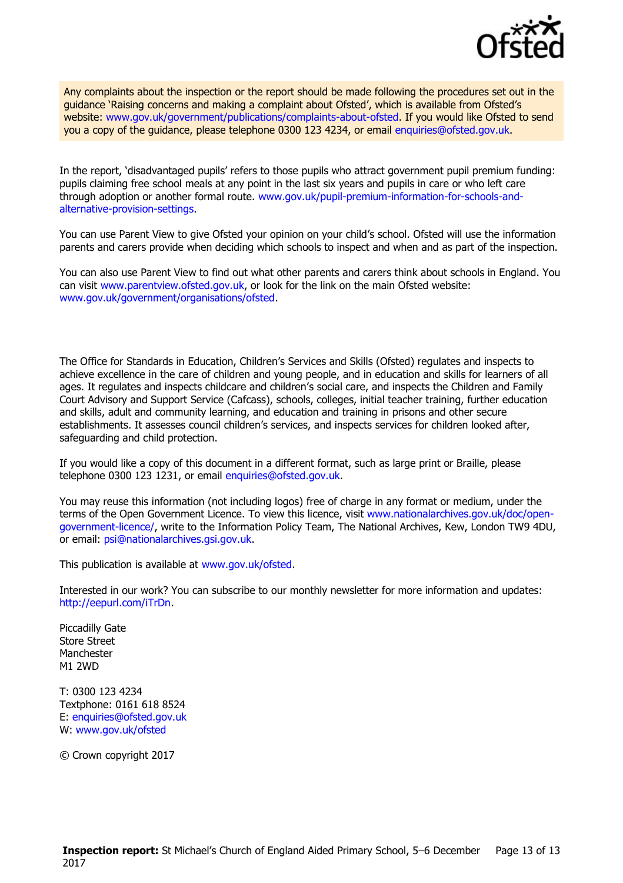Any complaints about the inspection or the report should be made following the procedures set out in the guidance 'Raising concerns and making a complaint about Ofsted', which is available from Ofsted's website: www.gov.uk/government/publications/complaints-about-ofsted. If you would like Ofsted to send you a copy of the guidance, please telephone 0300 123 4234, or email enquiries@ofsted.gov.uk.

In the report, 'disadvantaged pupils' refers to those pupils who attract government pupil premium funding: pupils claiming free school meals at any point in the last six years and pupils in care or who left care through adoption or another formal route. www.gov.uk/pupil-premium-information-for-schools-and-alternative-provision-settings.

You can use Parent View to give Ofsted your opinion on your child's school. Ofsted will use the information parents and carers provide when deciding which schools to inspect and when and as part of the inspection.

You can also use Parent View to find out what other parents and carers think about schools in England. You can visit www.parentview.ofsted.gov.uk, or look for the link on the main Ofsted website: www.gov.uk/government/organisations/ofsted.

The Office for Standards in Education, Children's Services and Skills (Ofsted) regulates and inspects to achieve excellence in the care of children and young people, and in education and skills for learners of all ages. It regulates and inspects childcare and children's social care, and inspects the Children and Family Court Advisory and Support Service (Cafcass), schools, colleges, initial teacher training, further education and skills, adult and community learning, and education and training in prisons and other secure establishments. It assesses council children's services, and inspects services for children looked after, safeguarding and child protection.

If you would like a copy of this document in a different format, such as large print or Braille, please telephone 0300 123 1231, or email enquiries@ofsted.gov.uk.

You may reuse this information (not including logos) free of charge in any format or medium, under the terms of the Open Government Licence. To view this licence, visit www.nationalarchives.gov.uk/doc/open-government-licence/, write to the Information Policy Team, The National Archives, Kew, London TW9 4DU, or email: psi@nationalarchives.gsi.gov.uk.

This publication is available at www.gov.uk/ofsted.

Interested in our work? You can subscribe to our monthly newsletter for more information and updates: http://eepurl.com/iTrDn.

Piccadilly Gate  
Store Street  
Manchester  
M1 2WD

T: 0300 123 4234  
Textphone: 0161 618 8524  
E: enquiries@ofsted.gov.uk  
W: www.gov.uk/ofsted

© Crown copyright 2017